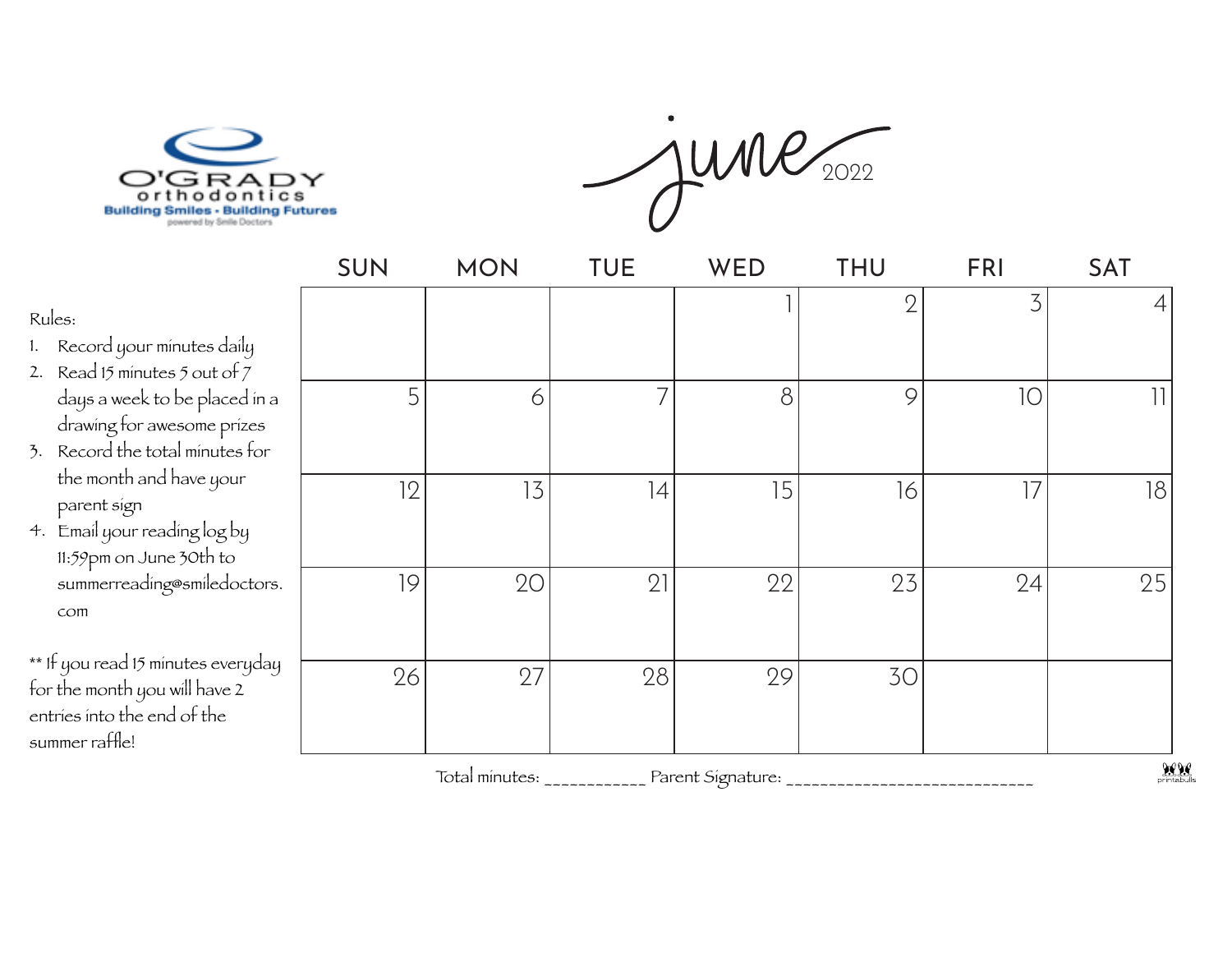O'GRADY orthodontics
Building Smiles • Building Futures
powered by Smile Doctors

# june 2022

Rules:

1. Record your minutes daily
2. Read 15 minutes 5 out of 7 days a week to be placed in a drawing for awesome prizes
3. Record the total minutes for the month and have your parent sign
4. Email your reading log by 11:59pm on June 30th to summerreading@smiledoctors.com

** If you read 15 minutes everyday for the month you will have 2 entries into the end of the summer raffle!

| SUN | MON | TUE | WED | THU | FRI | SAT |
|---|---|---|---|---|---|---|
| | | | 1 | 2 | 3 | 4 |
| 5 | 6 | 7 | 8 | 9 | 10 | 11 |
| 12 | 13 | 14 | 15 | 16 | 17 | 18 |
| 19 | 20 | 21 | 22 | 23 | 24 | 25 |
| 26 | 27 | 28 | 29 | 30 | | |

Total minutes: ___________ Parent Signature: ____________________________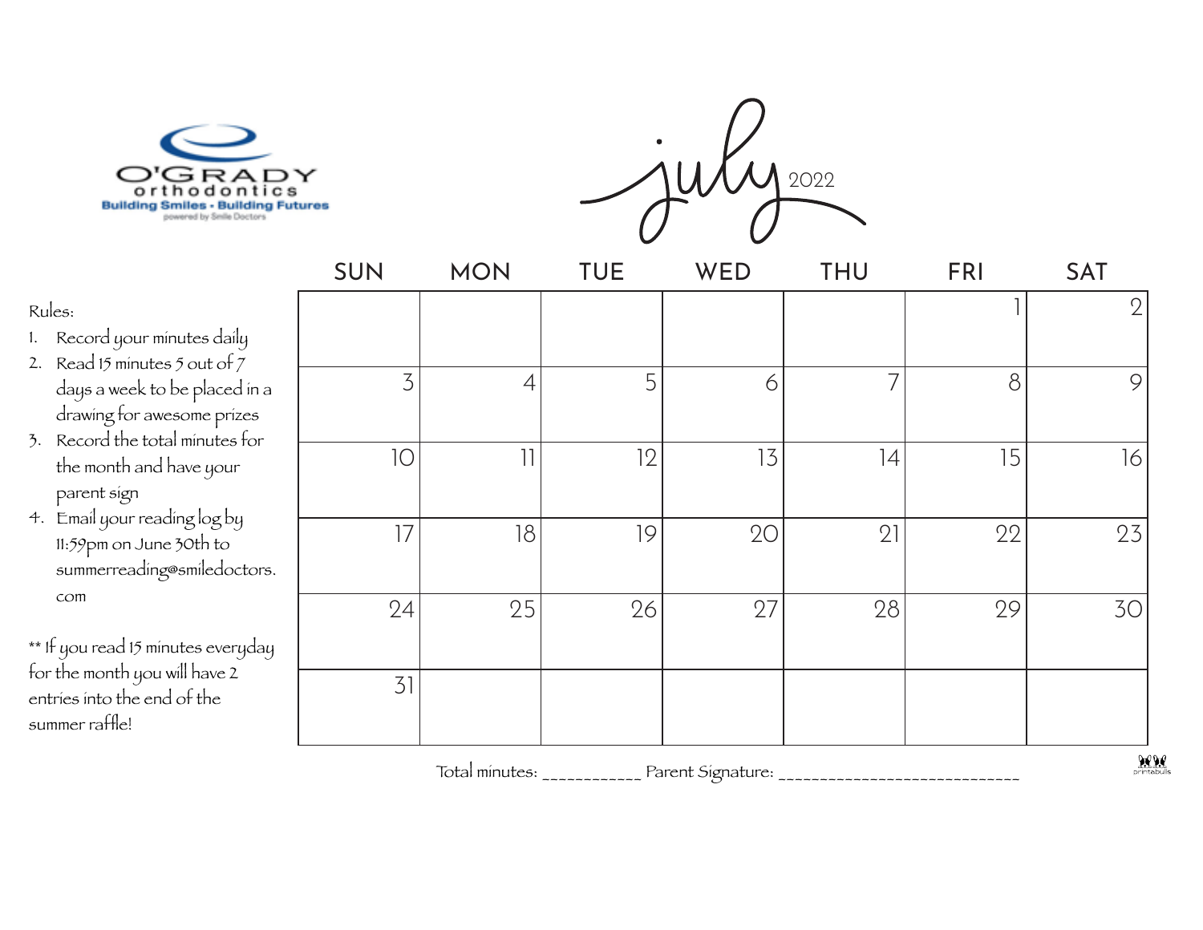O'GRADY orthodontics
Building Smiles • Building Futures
powered by Smile Doctors

# july 2022

Rules:

1. Record your minutes daily
2. Read 15 minutes 5 out of 7 days a week to be placed in a drawing for awesome prizes
3. Record the total minutes for the month and have your parent sign
4. Email your reading log by 11:59pm on June 30th to summerreading@smiledoctors.com

** If you read 15 minutes everyday for the month you will have 2 entries into the end of the summer raffle!

| SUN | MON | TUE | WED | THU | FRI | SAT |
|---|---|---|---|---|---|---|
| | | | | | 1 | 2 |
| 3 | 4 | 5 | 6 | 7 | 8 | 9 |
| 10 | 11 | 12 | 13 | 14 | 15 | 16 |
| 17 | 18 | 19 | 20 | 21 | 22 | 23 |
| 24 | 25 | 26 | 27 | 28 | 29 | 30 |
| 31 | | | | | | |

Total minutes: ___________ Parent Signature: ____________________________

printabulls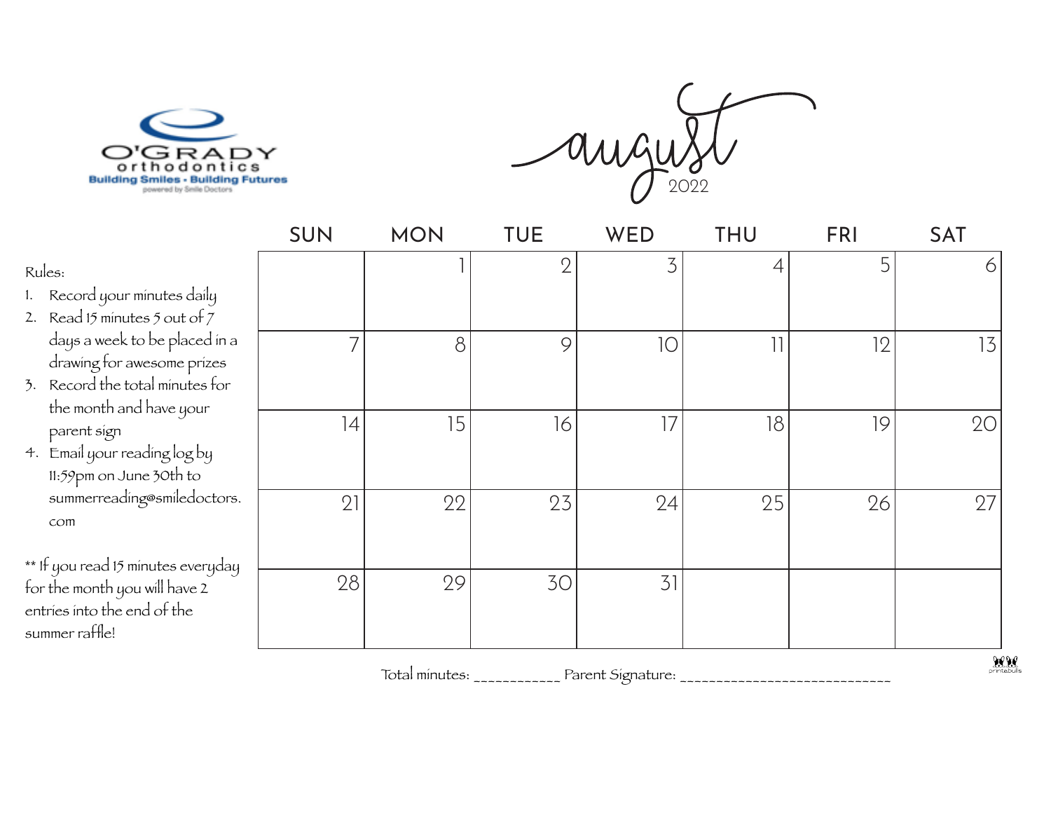O'GRADY orthodontics
Building Smiles • Building Futures
powered by Smile Doctors

# august 2022

Rules:

1. Record your minutes daily
2. Read 15 minutes 5 out of 7 days a week to be placed in a drawing for awesome prizes
3. Record the total minutes for the month and have your parent sign
4. Email your reading log by 11:59pm on June 30th to summerreading@smiledoctors.com

** If you read 15 minutes everyday for the month you will have 2 entries into the end of the summer raffle!

| SUN | MON | TUE | WED | THU | FRI | SAT |
|---|---|---|---|---|---|---|
| | 1 | 2 | 3 | 4 | 5 | 6 |
| 7 | 8 | 9 | 10 | 11 | 12 | 13 |
| 14 | 15 | 16 | 17 | 18 | 19 | 20 |
| 21 | 22 | 23 | 24 | 25 | 26 | 27 |
| 28 | 29 | 30 | 31 | | | |

Total minutes: ___________ Parent Signature: ____________________________